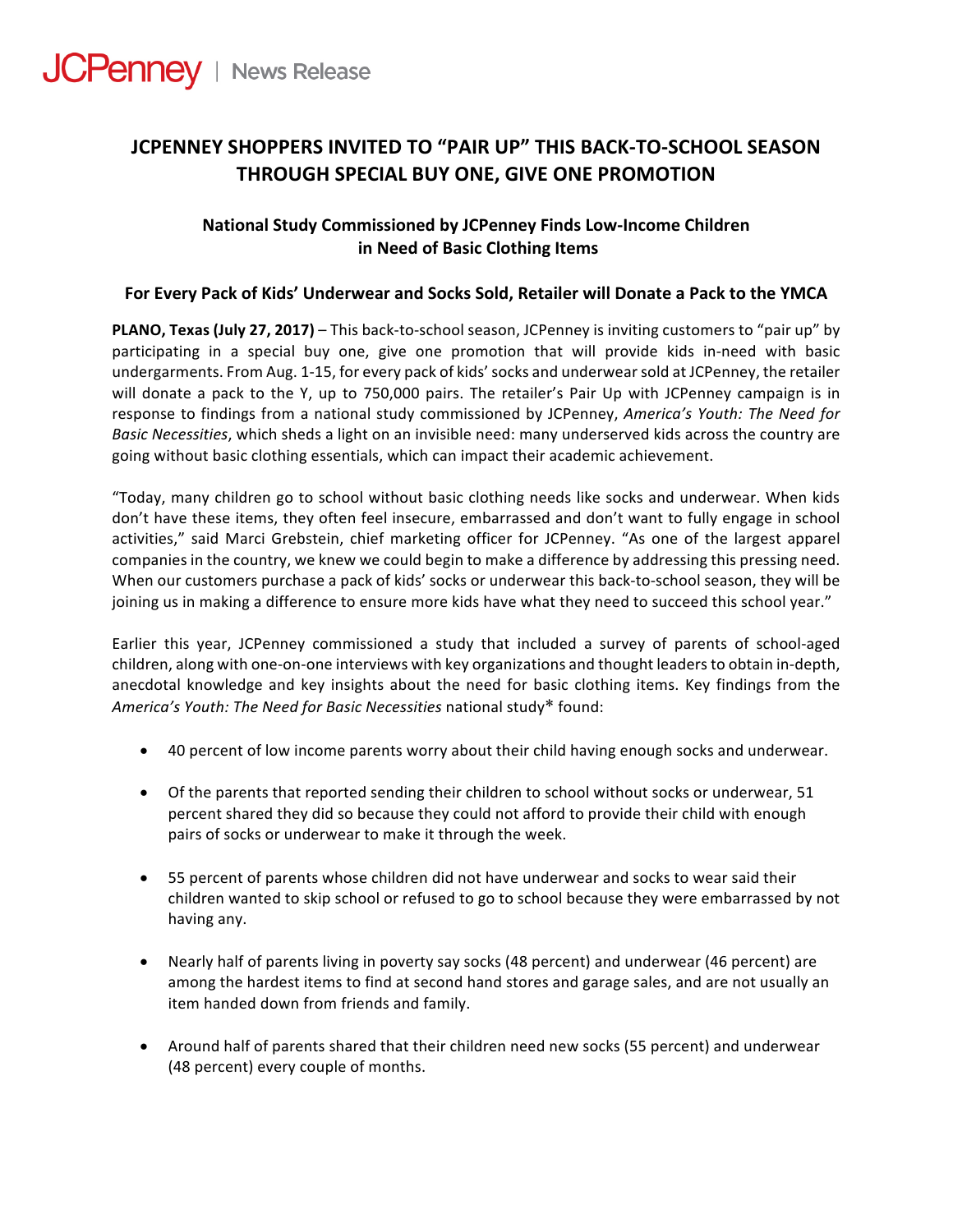JCPenney | News Release

# JCPENNEY SHOPPERS INVITED TO "PAIR UP" THIS BACK-TO-SCHOOL SEASON THROUGH SPECIAL BUY ONE, GIVE ONE PROMOTION

## National Study Commissioned by JCPenney Finds Low-Income Children in Need of Basic Clothing Items

### For Every Pack of Kids' Underwear and Socks Sold, Retailer will Donate a Pack to the YMCA

**PLANO, Texas (July 27, 2017)** – This back-to-school season, JCPenney is inviting customers to "pair up" by participating in a special buy one, give one promotion that will provide kids in-need with basic undergarments. From Aug. 1-15, for every pack of kids' socks and underwear sold at JCPenney, the retailer will donate a pack to the Y, up to 750,000 pairs. The retailer's Pair Up with JCPenney campaign is in response to findings from a national study commissioned by JCPenney, *America's Youth: The Need for Basic Necessities*, which sheds a light on an invisible need: many underserved kids across the country are going without basic clothing essentials, which can impact their academic achievement.

"Today, many children go to school without basic clothing needs like socks and underwear. When kids don't have these items, they often feel insecure, embarrassed and don't want to fully engage in school activities," said Marci Grebstein, chief marketing officer for JCPenney. "As one of the largest apparel companies in the country, we knew we could begin to make a difference by addressing this pressing need. When our customers purchase a pack of kids' socks or underwear this back-to-school season, they will be joining us in making a difference to ensure more kids have what they need to succeed this school year."

Earlier this year, JCPenney commissioned a study that included a survey of parents of school-aged children, along with one-on-one interviews with key organizations and thought leaders to obtain in-depth, anecdotal knowledge and key insights about the need for basic clothing items. Key findings from the *America's Youth: The Need for Basic Necessities* national study* found:

- 40 percent of low income parents worry about their child having enough socks and underwear.
- Of the parents that reported sending their children to school without socks or underwear, 51 percent shared they did so because they could not afford to provide their child with enough pairs of socks or underwear to make it through the week.
- 55 percent of parents whose children did not have underwear and socks to wear said their children wanted to skip school or refused to go to school because they were embarrassed by not having any.
- Nearly half of parents living in poverty say socks (48 percent) and underwear (46 percent) are among the hardest items to find at second hand stores and garage sales, and are not usually an item handed down from friends and family.
- Around half of parents shared that their children need new socks (55 percent) and underwear (48 percent) every couple of months.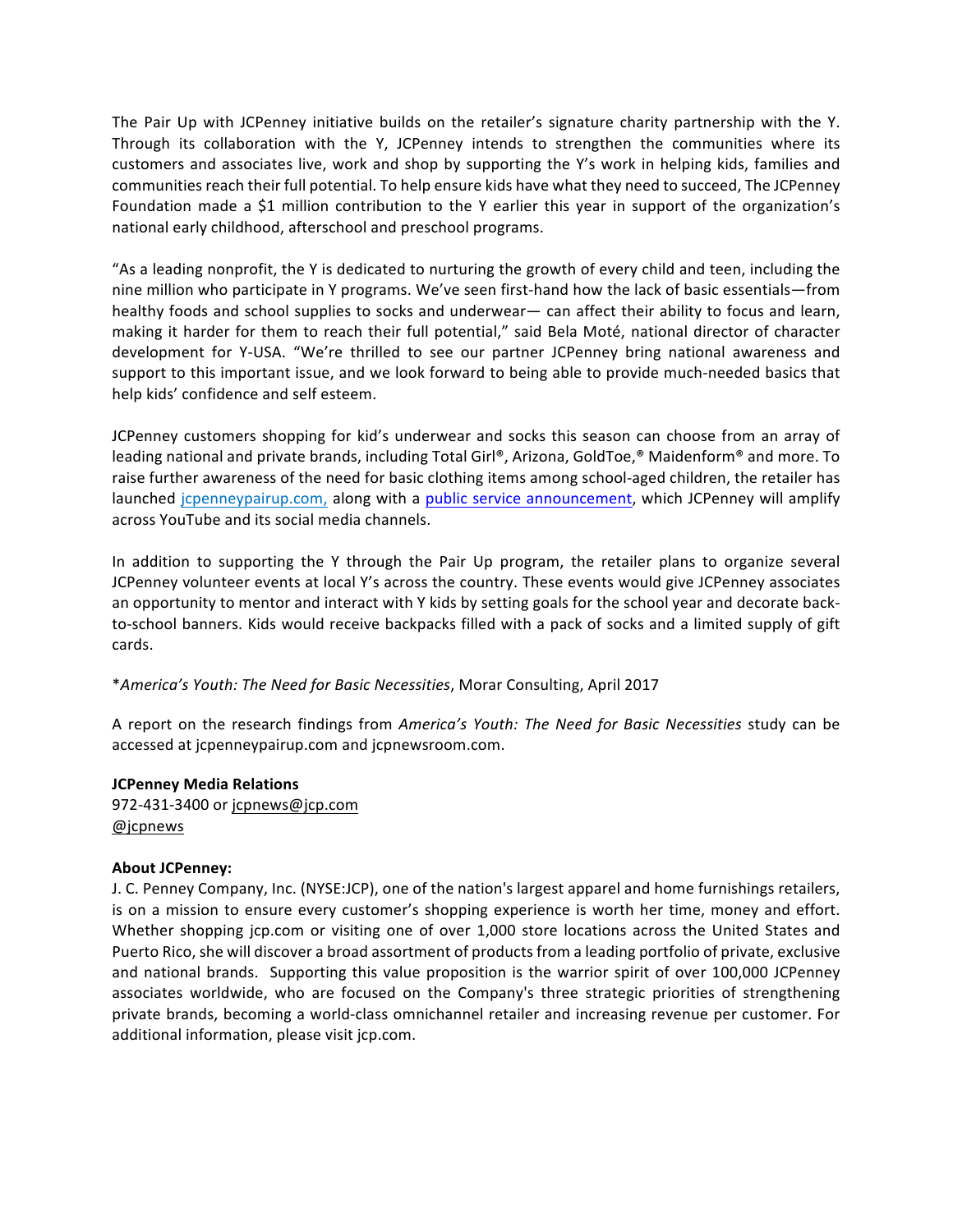The Pair Up with JCPenney initiative builds on the retailer's signature charity partnership with the Y. Through its collaboration with the Y, JCPenney intends to strengthen the communities where its customers and associates live, work and shop by supporting the Y's work in helping kids, families and communities reach their full potential. To help ensure kids have what they need to succeed, The JCPenney Foundation made a $1 million contribution to the Y earlier this year in support of the organization's national early childhood, afterschool and preschool programs.

"As a leading nonprofit, the Y is dedicated to nurturing the growth of every child and teen, including the nine million who participate in Y programs. We've seen first-hand how the lack of basic essentials—from healthy foods and school supplies to socks and underwear— can affect their ability to focus and learn, making it harder for them to reach their full potential," said Bela Moté, national director of character development for Y-USA. "We're thrilled to see our partner JCPenney bring national awareness and support to this important issue, and we look forward to being able to provide much-needed basics that help kids' confidence and self esteem.

JCPenney customers shopping for kid's underwear and socks this season can choose from an array of leading national and private brands, including Total Girl®, Arizona, GoldToe,® Maidenform® and more. To raise further awareness of the need for basic clothing items among school-aged children, the retailer has launched jcpenneypairup.com, along with a public service announcement, which JCPenney will amplify across YouTube and its social media channels.

In addition to supporting the Y through the Pair Up program, the retailer plans to organize several JCPenney volunteer events at local Y's across the country. These events would give JCPenney associates an opportunity to mentor and interact with Y kids by setting goals for the school year and decorate back-to-school banners. Kids would receive backpacks filled with a pack of socks and a limited supply of gift cards.

**America's Youth: The Need for Basic Necessities*, Morar Consulting, April 2017

A report on the research findings from *America's Youth: The Need for Basic Necessities* study can be accessed at jcpenneypairup.com and jcpnewsroom.com.

**JCPenney Media Relations**
972-431-3400 or jcpnews@jcp.com
@jcpnews

**About JCPenney:**
J. C. Penney Company, Inc. (NYSE:JCP), one of the nation's largest apparel and home furnishings retailers, is on a mission to ensure every customer's shopping experience is worth her time, money and effort. Whether shopping jcp.com or visiting one of over 1,000 store locations across the United States and Puerto Rico, she will discover a broad assortment of products from a leading portfolio of private, exclusive and national brands. Supporting this value proposition is the warrior spirit of over 100,000 JCPenney associates worldwide, who are focused on the Company's three strategic priorities of strengthening private brands, becoming a world-class omnichannel retailer and increasing revenue per customer. For additional information, please visit jcp.com.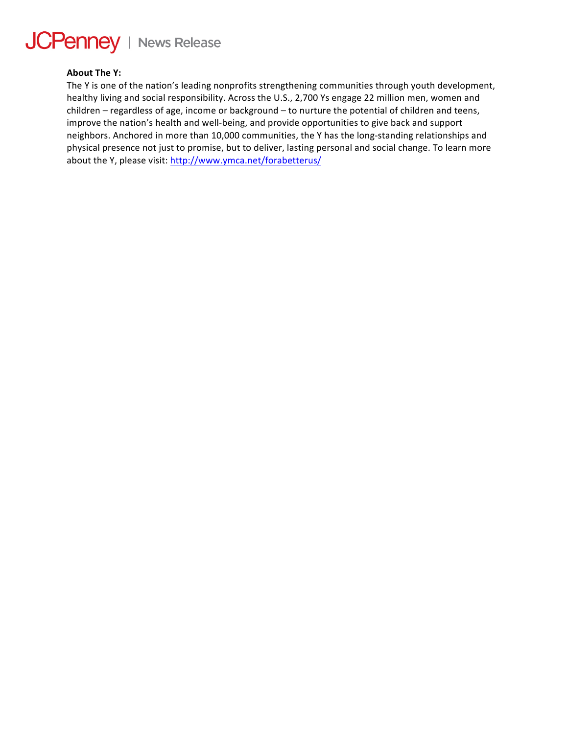**About The Y:**

The Y is one of the nation's leading nonprofits strengthening communities through youth development, healthy living and social responsibility. Across the U.S., 2,700 Ys engage 22 million men, women and children – regardless of age, income or background – to nurture the potential of children and teens, improve the nation's health and well-being, and provide opportunities to give back and support neighbors. Anchored in more than 10,000 communities, the Y has the long-standing relationships and physical presence not just to promise, but to deliver, lasting personal and social change. To learn more about the Y, please visit: http://www.ymca.net/forabetterus/